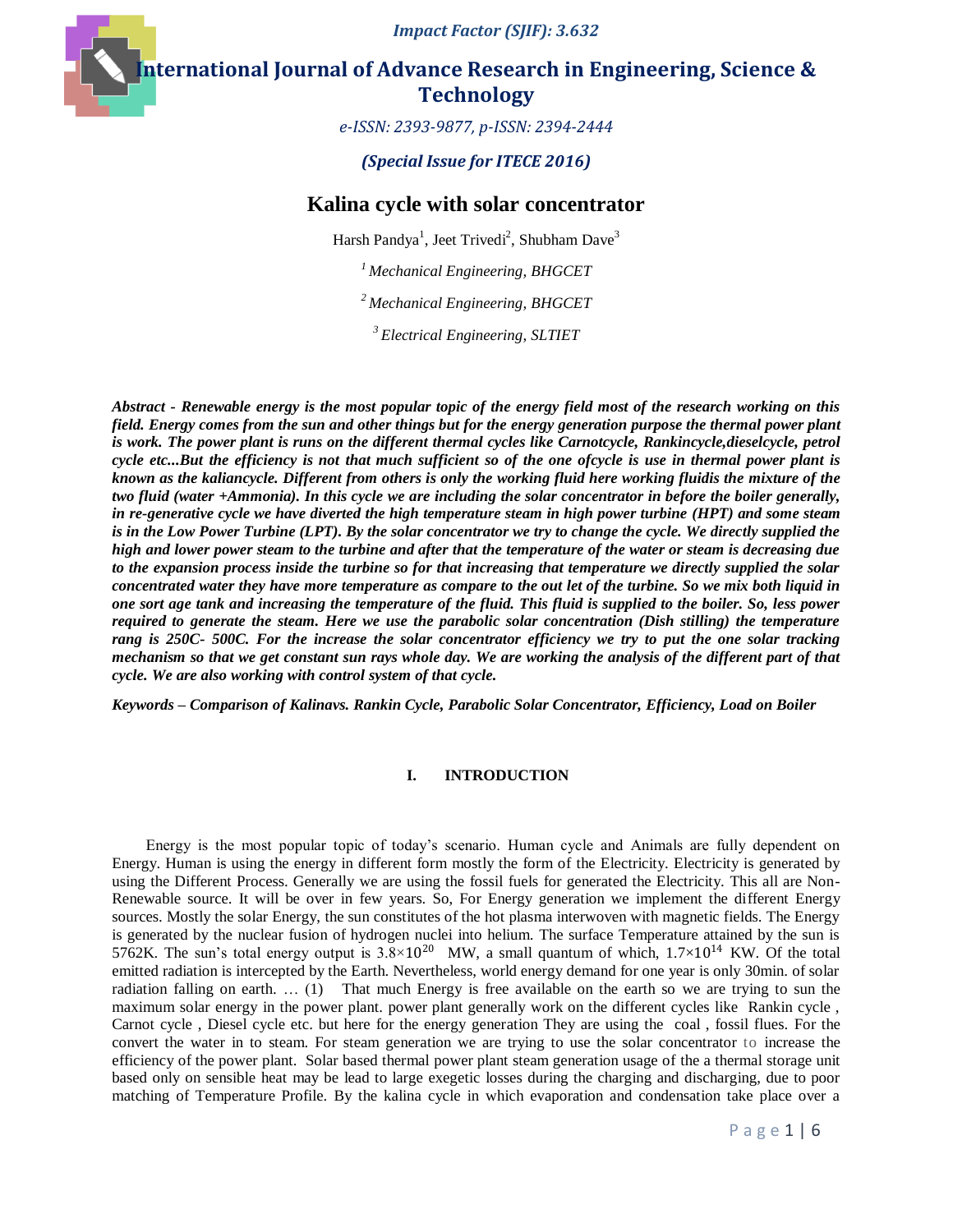# Kalina cycle with solar concentrator

Harsh Pandya[1], Jeet Trivedi[2], Shubham Dave[3]

[1] *Mechanical Engineering, BHGCET*

[2] *Mechanical Engineering, BHGCET*

[3] *Electrical Engineering, SLTIET*

***Abstract*** ***- Renewable energy is the most popular topic of the energy field most of the research working on this field. Energy comes from the sun and other things but for the energy generation purpose the thermal power plant is work. The power plant is runs on the different thermal cycles like Carnotcycle, Rankincycle,dieselcycle, petrol cycle etc...But the efficiency is not that much sufficient so of the one ofcycle is use in thermal power plant is known as the kaliancycle. Different from others is only the working fluid here working fluidis the mixture of the two fluid (water +Ammonia). In this cycle we are including the solar concentrator in before the boiler generally, in re-generative cycle we have diverted the high temperature steam in high power turbine (HPT) and some steam is in the Low Power Turbine (LPT). By the solar concentrator we try to change the cycle. We directly supplied the high and lower power steam to the turbine and after that the temperature of the water or steam is decreasing due to the expansion process inside the turbine so for that increasing that temperature we directly supplied the solar concentrated water they have more temperature as compare to the out let of the turbine. So we mix both liquid in one sort age tank and increasing the temperature of the fluid. This fluid is supplied to the boiler. So, less power required to generate the steam. Here we use the parabolic solar concentration (Dish stilling) the temperature rang is 250C- 500C. For the increase the solar concentrator efficiency we try to put the one solar tracking mechanism so that we get constant sun rays whole day. We are working the analysis of the different part of that cycle. We are also working with control system of that cycle.***

***Keywords – Comparison of Kalinavs. Rankin Cycle, Parabolic Solar Concentrator, Efficiency, Load on Boiler***

## I. INTRODUCTION

Energy is the most popular topic of today's scenario. Human cycle and Animals are fully dependent on Energy. Human is using the energy in different form mostly the form of the Electricity. Electricity is generated by using the Different Process. Generally we are using the fossil fuels for generated the Electricity. This all are Non-Renewable source. It will be over in few years. So, For Energy generation we implement the different Energy sources. Mostly the solar Energy, the sun constitutes of the hot plasma interwoven with magnetic fields. The Energy is generated by the nuclear fusion of hydrogen nuclei into helium. The surface Temperature attained by the sun is 5762K. The sun's total energy output is $3.8\times10^{20}$ MW, a small quantum of which, $1.7\times10^{14}$ KW. Of the total emitted radiation is intercepted by the Earth. Nevertheless, world energy demand for one year is only 30min. of solar radiation falling on earth. … (1) That much Energy is free available on the earth so we are trying to sun the maximum solar energy in the power plant. power plant generally work on the different cycles like Rankin cycle , Carnot cycle , Diesel cycle etc. but here for the energy generation They are using the coal , fossil flues. For the convert the water in to steam. For steam generation we are trying to use the solar concentrator to increase the efficiency of the power plant. Solar based thermal power plant steam generation usage of the a thermal storage unit based only on sensible heat may be lead to large exegetic losses during the charging and discharging, due to poor matching of Temperature Profile. By the kalina cycle in which evaporation and condensation take place over a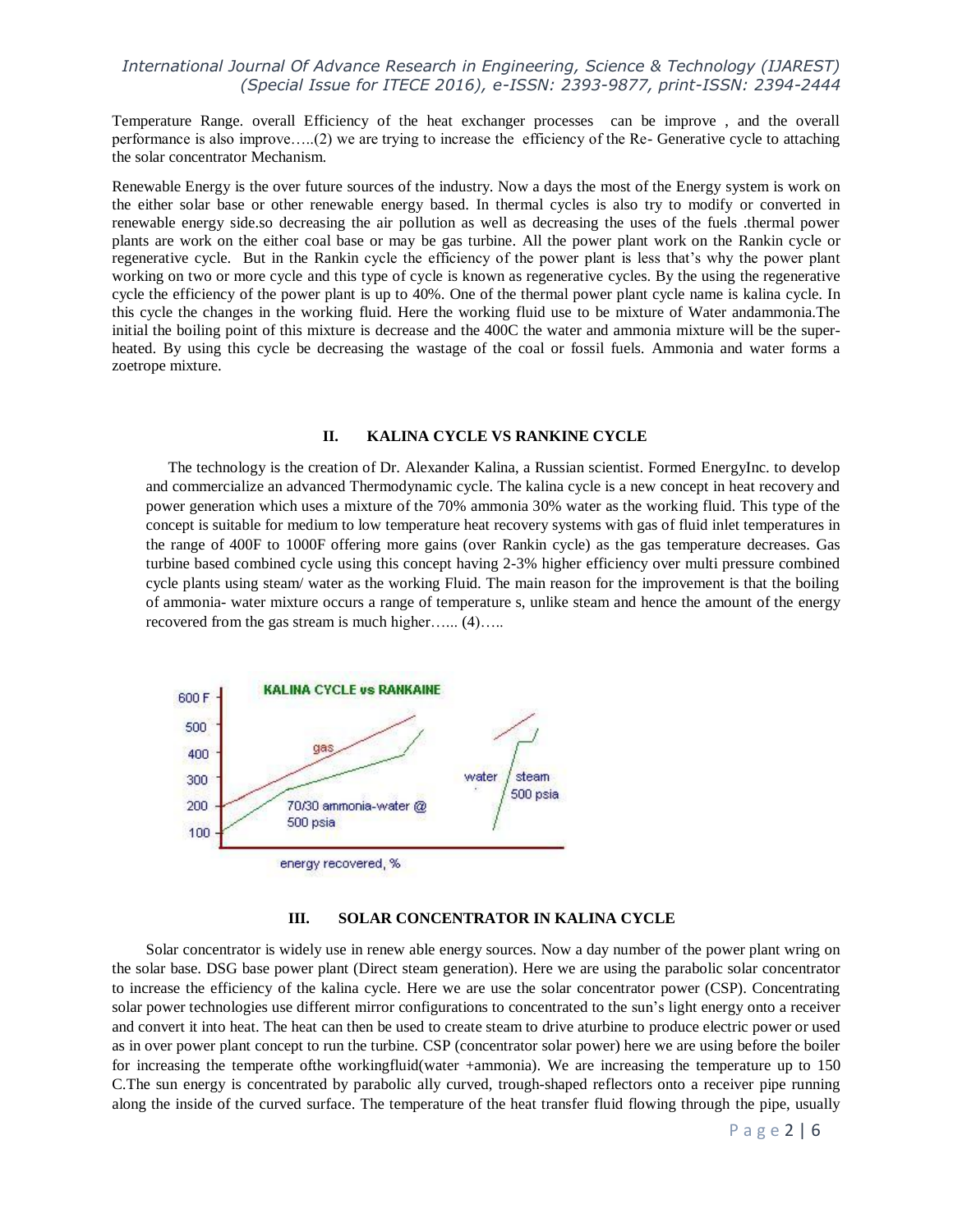Temperature Range. overall Efficiency of the heat exchanger processes can be improve , and the overall performance is also improve…..(2) we are trying to increase the efficiency of the Re- Generative cycle to attaching the solar concentrator Mechanism.

Renewable Energy is the over future sources of the industry. Now a days the most of the Energy system is work on the either solar base or other renewable energy based. In thermal cycles is also try to modify or converted in renewable energy side.so decreasing the air pollution as well as decreasing the uses of the fuels .thermal power plants are work on the either coal base or may be gas turbine. All the power plant work on the Rankin cycle or regenerative cycle. But in the Rankin cycle the efficiency of the power plant is less that's why the power plant working on two or more cycle and this type of cycle is known as regenerative cycles. By the using the regenerative cycle the efficiency of the power plant is up to 40%. One of the thermal power plant cycle name is kalina cycle. In this cycle the changes in the working fluid. Here the working fluid use to be mixture of Water andammonia.The initial the boiling point of this mixture is decrease and the 400C the water and ammonia mixture will be the super-heated. By using this cycle be decreasing the wastage of the coal or fossil fuels. Ammonia and water forms a zoetrope mixture.

## II. KALINA CYCLE VS RANKINE CYCLE

The technology is the creation of Dr. Alexander Kalina, a Russian scientist. Formed EnergyInc. to develop and commercialize an advanced Thermodynamic cycle. The kalina cycle is a new concept in heat recovery and power generation which uses a mixture of the 70% ammonia 30% water as the working fluid. This type of the concept is suitable for medium to low temperature heat recovery systems with gas of fluid inlet temperatures in the range of 400F to 1000F offering more gains (over Rankin cycle) as the gas temperature decreases. Gas turbine based combined cycle using this concept having 2-3% higher efficiency over multi pressure combined cycle plants using steam/ water as the working Fluid. The main reason for the improvement is that the boiling of ammonia- water mixture occurs a range of temperature s, unlike steam and hence the amount of the energy recovered from the gas stream is much higher…... (4)…..

## III. SOLAR CONCENTRATOR IN KALINA CYCLE

Solar concentrator is widely use in renew able energy sources. Now a day number of the power plant wring on the solar base. DSG base power plant (Direct steam generation). Here we are using the parabolic solar concentrator to increase the efficiency of the kalina cycle. Here we are use the solar concentrator power (CSP). Concentrating solar power technologies use different mirror configurations to concentrated to the sun's light energy onto a receiver and convert it into heat. The heat can then be used to create steam to drive aturbine to produce electric power or used as in over power plant concept to run the turbine. CSP (concentrator solar power) here we are using before the boiler for increasing the temperate ofthe workingfluid(water +ammonia). We are increasing the temperature up to 150 C.The sun energy is concentrated by parabolic ally curved, trough-shaped reflectors onto a receiver pipe running along the inside of the curved surface. The temperature of the heat transfer fluid flowing through the pipe, usually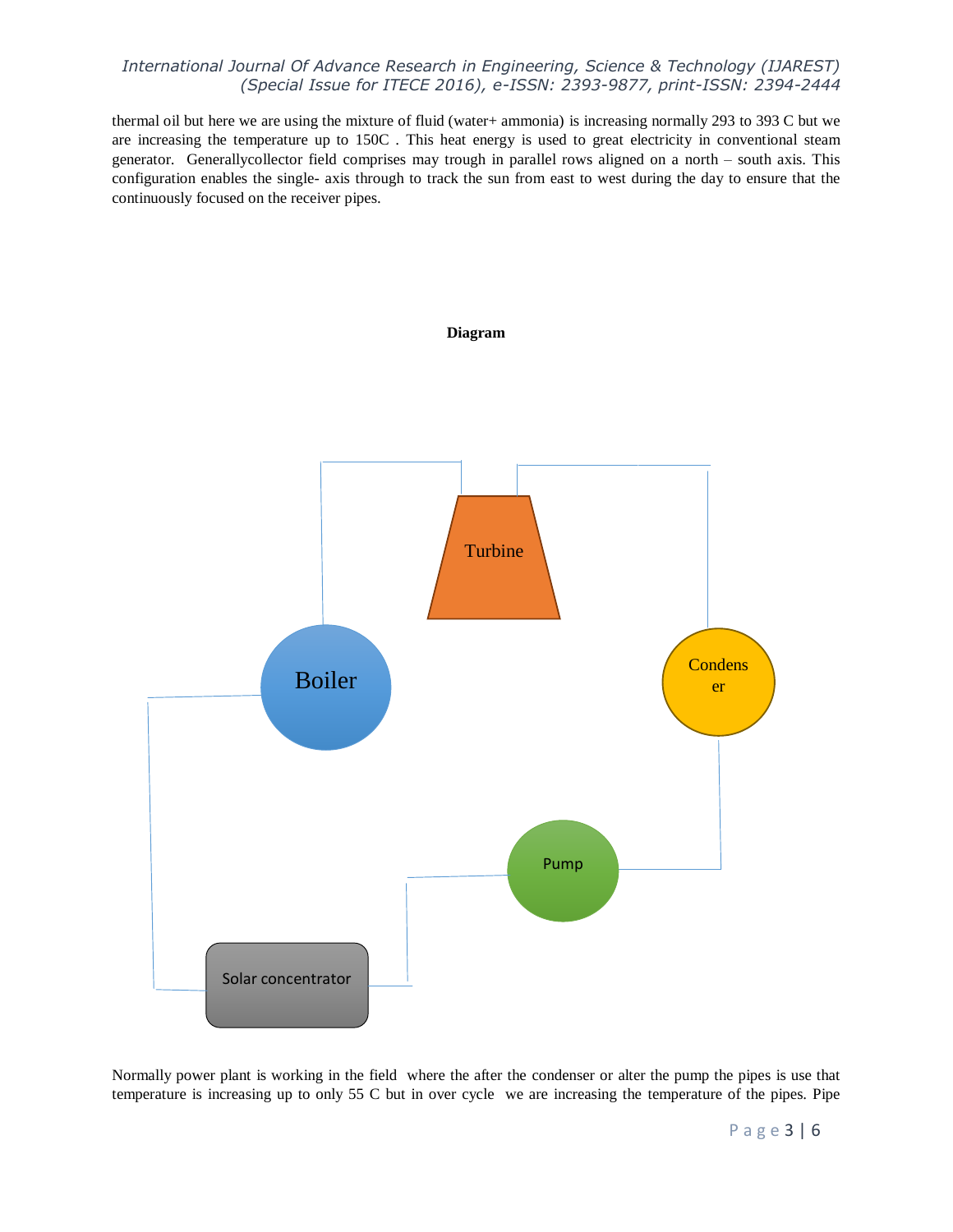thermal oil but here we are using the mixture of fluid (water+ ammonia) is increasing normally 293 to 393 C but we are increasing the temperature up to 150C . This heat energy is used to great electricity in conventional steam generator. Generallycollector field comprises may trough in parallel rows aligned on a north – south axis. This configuration enables the single- axis through to track the sun from east to west during the day to ensure that the continuously focused on the receiver pipes.

**Diagram**

Turbine

Boiler

Condens
er

Pump

Solar concentrator

Normally power plant is working in the field where the after the condenser or alter the pump the pipes is use that temperature is increasing up to only 55 C but in over cycle we are increasing the temperature of the pipes. Pipe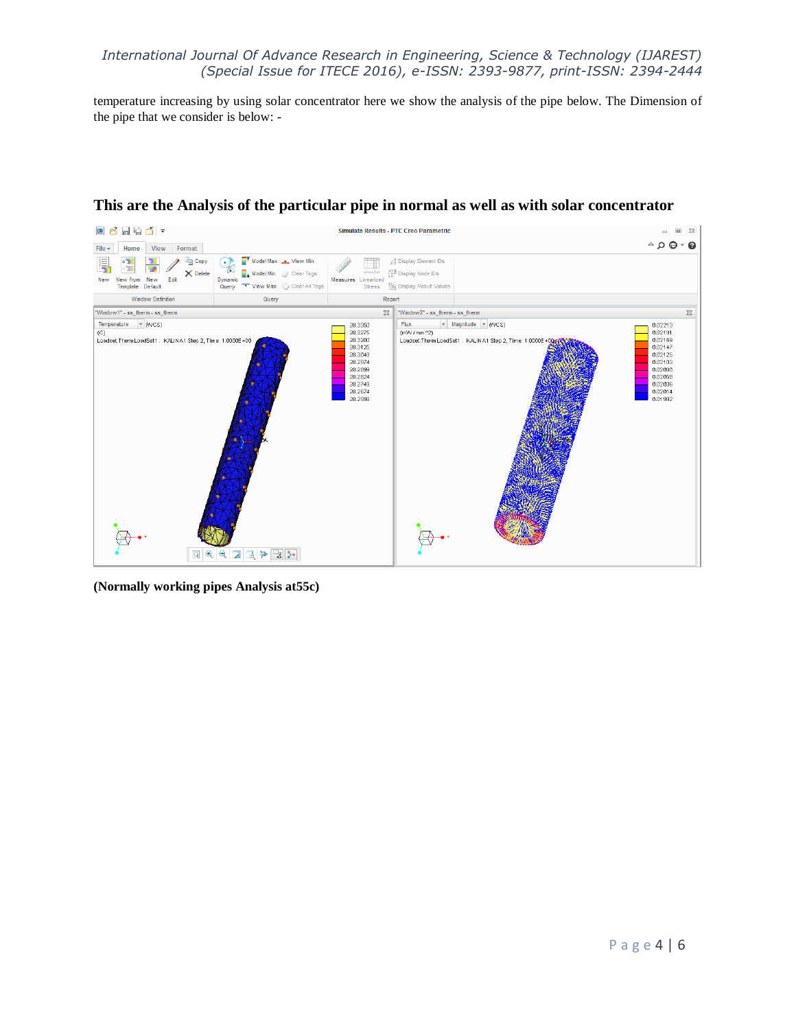temperature increasing by using solar concentrator here we show the analysis of the pipe below. The Dimension of the pipe that we consider is below: -

## This are the Analysis of the particular pipe in normal as well as with solar concentrator

**(Normally working pipes Analysis at55c)**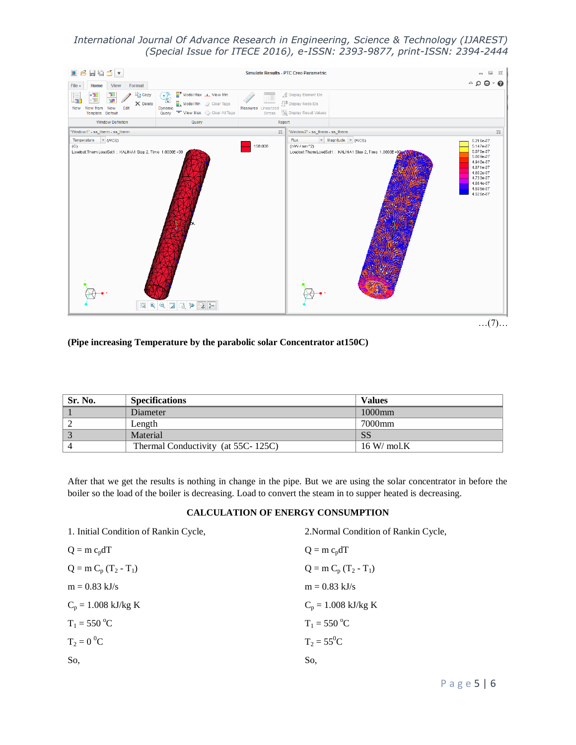…(7)…

**(Pipe increasing Temperature by the parabolic solar Concentrator at150C)**

| Sr. No. | Specifications | Values |
|---|---|---|
| 1 | Diameter | 1000mm |
| 2 | Length | 7000mm |
| 3 | Material | SS |
| 4 | Thermal Conductivity (at 55C- 125C) | 16 W/ mol.K |

After that we get the results is nothing in change in the pipe. But we are using the solar concentrator in before the boiler so the load of the boiler is decreasing. Load to convert the steam in to supper heated is decreasing.

**CALCULATION OF ENERGY CONSUMPTION**

1. Initial Condition of Rankin Cycle,

$Q = m\, c_p dT$

$Q = m\, C_p\, (T_2 - T_1)$

$m = 0.83$ kJ/s

$C_p = 1.008$ kJ/kg K

$T_1 = 550\ ^oC$

$T_2 = 0\ ^0C$

So,

2.Normal Condition of Rankin Cycle,

$Q = m\, c_p dT$

$Q = m\, C_p\, (T_2 - T_1)$

$m = 0.83$ kJ/s

$C_p = 1.008$ kJ/kg K

$T_1 = 550\ ^oC$

$T_2 = 55^0C$

So,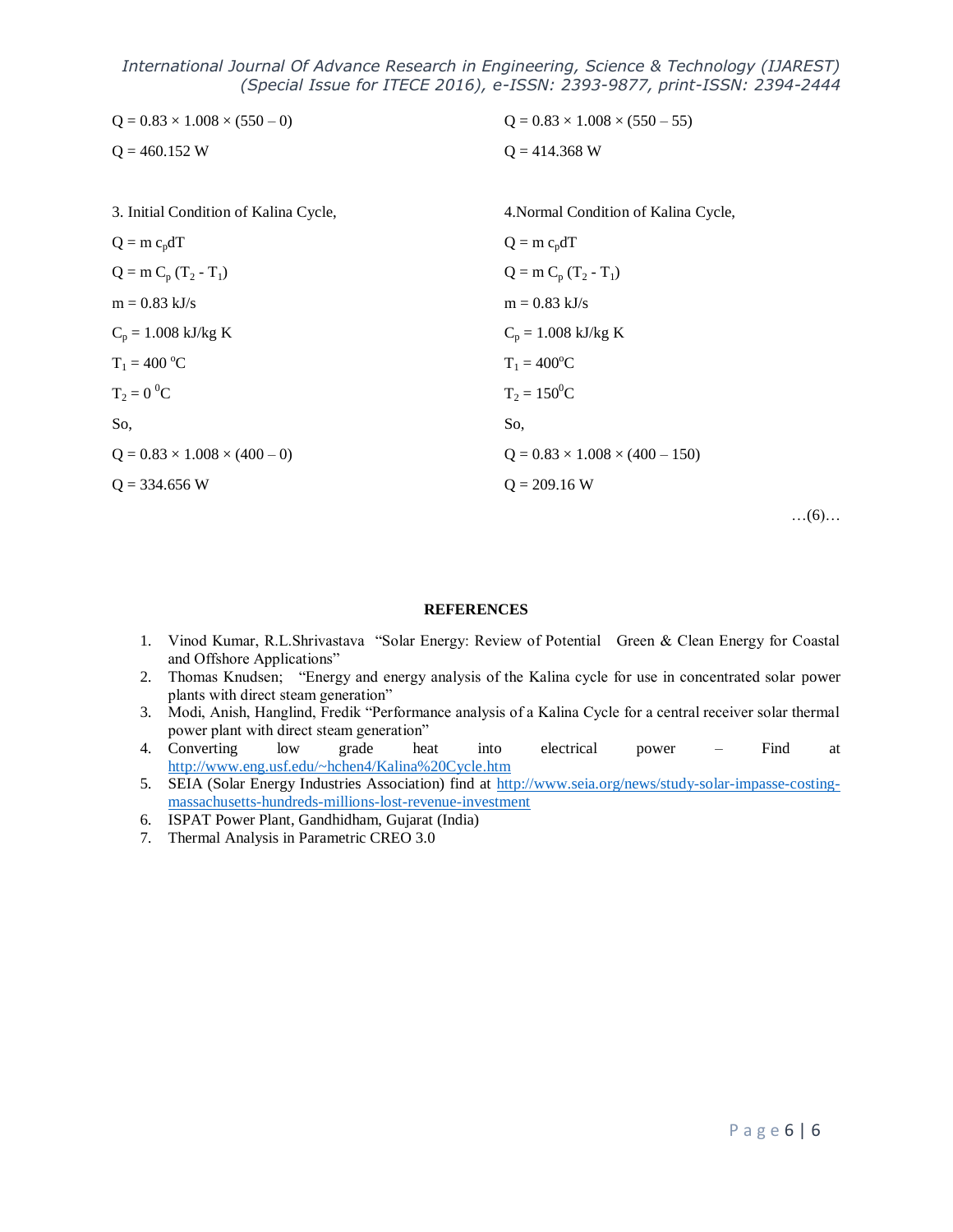$Q = 0.83 \times 1.008 \times (550 – 0)$

$Q = 460.152$ W

$Q = 0.83 \times 1.008 \times (550 – 55)$

$Q = 414.368$ W

3. Initial Condition of Kalina Cycle,

$Q = m\, c_p dT$

$Q = m\, C_p\, (T_2 - T_1)$

m = 0.83 kJ/s

$C_p$ = 1.008 kJ/kg K

$T_1 = 400\ ^oC$

$T_2 = 0\ ^0C$

So,

$Q = 0.83 \times 1.008 \times (400 – 0)$

$Q = 334.656$ W

4. Normal Condition of Kalina Cycle,

$Q = m\, c_p dT$

$Q = m\, C_p\, (T_2 - T_1)$

m = 0.83 kJ/s

$C_p$ = 1.008 kJ/kg K

$T_1 = 400^oC$

$T_2 = 150^0C$

So,

$Q = 0.83 \times 1.008 \times (400 – 150)$

$Q = 209.16$ W

…(6)…

**REFERENCES**

1. Vinod Kumar, R.L.Shrivastava "Solar Energy: Review of Potential Green & Clean Energy for Coastal and Offshore Applications"
2. Thomas Knudsen; "Energy and energy analysis of the Kalina cycle for use in concentrated solar power plants with direct steam generation"
3. Modi, Anish, Hanglind, Fredik "Performance analysis of a Kalina Cycle for a central receiver solar thermal power plant with direct steam generation"
4. Converting low grade heat into electrical power – Find at http://www.eng.usf.edu/~hchen4/Kalina%20Cycle.htm
5. SEIA (Solar Energy Industries Association) find at http://www.seia.org/news/study-solar-impasse-costing-massachusetts-hundreds-millions-lost-revenue-investment
6. ISPAT Power Plant, Gandhidham, Gujarat (India)
7. Thermal Analysis in Parametric CREO 3.0